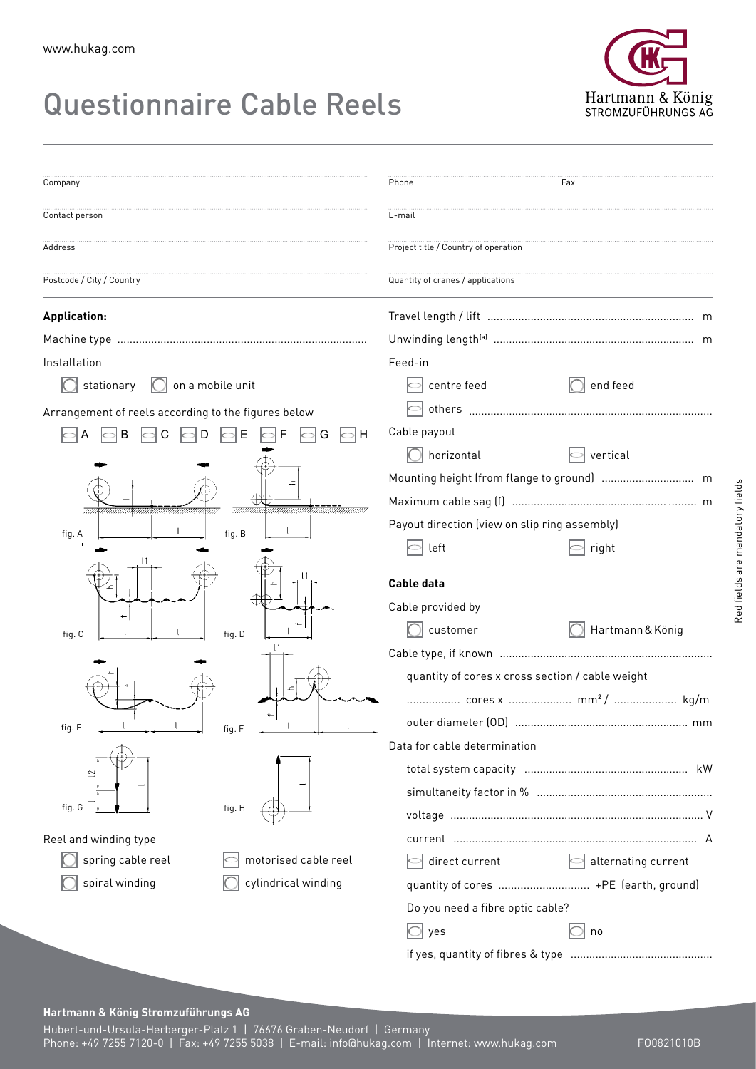www.hukag.com

# Questionnaire Cable Reels

Hartmann & König
STROMZUFÜHRUNGS AG

| | |
|---|---|
| Company | Phone / Fax |
| Contact person | E-mail |
| Address | Project title / Country of operation |
| Postcode / City / Country | Quantity of cranes / applications |

**Application:**

Machine type ........................................................................................

Installation

- ☐ stationary
- ☐ on a mobile unit

Arrangement of reels according to the figures below

☐ A ☐ B ☐ C ☐ D ☐ E ☐ F ☐ G ☐ H

fig. A fig. B fig. C fig. D fig. E fig. F fig. G fig. H

Reel and winding type

- ☐ spring cable reel
- ☐ motorised cable reel
- ☐ spiral winding
- ☐ cylindrical winding

Travel length / lift .................................................................. m

Unwinding length[a] ................................................................ m

Feed-in

- ☐ centre feed
- ☐ end feed
- ☐ others ..............................................................................

Cable payout

- ☐ horizontal
- ☐ vertical

Mounting height (from flange to ground) ............................. m

Maximum cable sag (f) ............................................... ......... m

Payout direction (view on slip ring assembly)

- ☐ left
- ☐ right

**Cable data**

Cable provided by

- ☐ customer
- ☐ Hartmann & König

Cable type, if known ....................................................................

quantity of cores x cross section / cable weight

................. cores x .................... mm² / .................... kg/m

outer diameter (OD) ....................................................... mm

Data for cable determination

total system capacity .................................................... kW

simultaneity factor in % ........................................................

voltage ................................................................................ V

current .............................................................................. A

- ☐ direct current
- ☐ alternating current

quantity of cores ............................ +PE (earth, ground)

Do you need a fibre optic cable?

- ☐ yes
- ☐ no

if yes, quantity of fibres & type .............................................

Red fields are mandatory fields

**Hartmann & König Stromzuführungs AG**

Hubert-und-Ursula-Herberger-Platz 1 | 76676 Graben-Neudorf | Germany
Phone: +49 7255 7120-0 | Fax: +49 7255 5038 | E-mail: info@hukag.com | Internet: www.hukag.com

F00821010B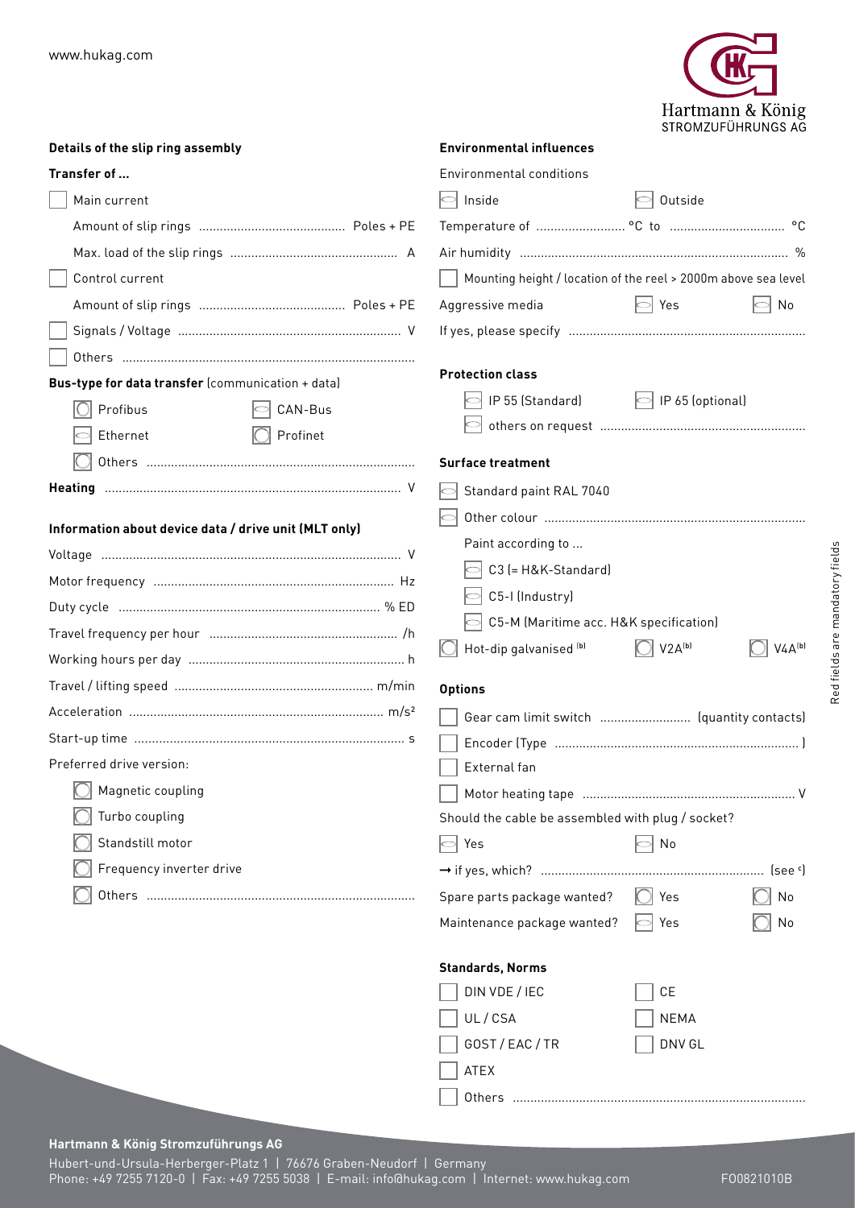## Details of the slip ring assembly

### Transfer of ...

- [ ] Main current
  - Amount of slip rings ........................................ Poles + PE
  - Max. load of the slip rings ................................................ A
- [ ] Control current
  - Amount of slip rings ........................................ Poles + PE
- [ ] Signals / Voltage ................................................................ V
- [ ] Others ...................................................................................

**Bus-type for data transfer** (communication + data)

- [ ] Profibus
- [ ] CAN-Bus
- [ ] Ethernet
- [ ] Profinet
- [ ] Others ............................................................................

**Heating** .................................................................................... V

### Information about device data / drive unit (MLT only)

Voltage ..................................................................................... V

Motor frequency .................................................................... Hz

Duty cycle .......................................................................... % ED

Travel frequency per hour ...................................................... /h

Working hours per day .............................................................. h

Travel / lifting speed ........................................................ m/min

Acceleration ........................................................................ m/s²

Start-up time ............................................................................ s

Preferred drive version:

- [ ] Magnetic coupling
- [ ] Turbo coupling
- [ ] Standstill motor
- [ ] Frequency inverter drive
- [ ] Others ............................................................................

## Environmental influences

Environmental conditions

- [ ] Inside
- [ ] Outside

Temperature of ......................... °C to ................................ °C

Air humidity ............................................................................ %

- [ ] Mounting height / location of the reel > 2000m above sea level

Aggressive media
- [ ] Yes
- [ ] No

If yes, please specify ...................................................................

### Protection class

- [ ] IP 55 (Standard)
- [ ] IP 65 (optional)
- [ ] others on request ..........................................................

### Surface treatment

- [ ] Standard paint RAL 7040
- [ ] Other colour ..........................................................................

Paint according to ...

- [ ] C3 (= H&K-Standard)
- [ ] C5-I (Industry)
- [ ] C5-M (Maritime acc. H&K specification)

- [ ] Hot-dip galvanised [b]
- [ ] V2A[b]
- [ ] V4A[b]

### Options

- [ ] Gear cam limit switch .......................... (quantity contacts)
- [ ] Encoder (Type ..................................................................... )
- [ ] External fan
- [ ] Motor heating tape ............................................................ V

Should the cable be assembled with plug / socket?

- [ ] Yes
- [ ] No

→ if yes, which? ............................................................... (see [c])

Spare parts package wanted?
- [ ] Yes
- [ ] No

Maintenance package wanted?
- [ ] Yes
- [ ] No

### Standards, Norms

- [ ] DIN VDE / IEC
- [ ] CE
- [ ] UL / CSA
- [ ] NEMA
- [ ] GOST / EAC / TR
- [ ] DNV GL
- [ ] ATEX
- [ ] Others ...................................................................................

Red fields are mandatory fields

**Hartmann & König Stromzuführungs AG**

Hubert-und-Ursula-Herberger-Platz 1 | 76676 Graben-Neudorf | Germany
Phone: +49 7255 7120-0 | Fax: +49 7255 5038 | E-mail: info@hukag.com | Internet: www.hukag.com

F00821010B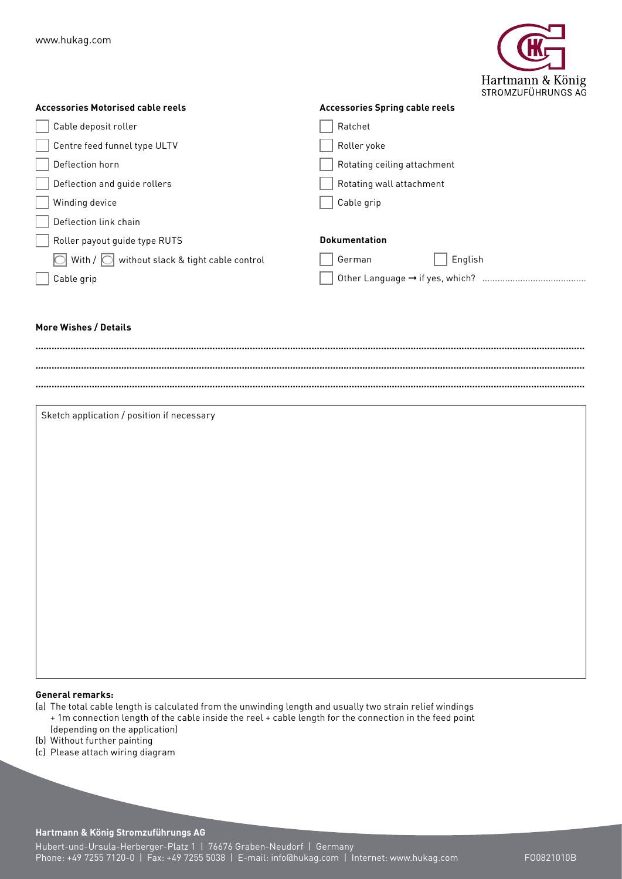## Accessories Motorised cable reels

- ☐ Cable deposit roller
- ☐ Centre feed funnel type ULTV
- ☐ Deflection horn
- ☐ Deflection and guide rollers
- ☐ Winding device
- ☐ Deflection link chain
- ☐ Roller payout guide type RUTS
  - ○ With / ○ without slack & tight cable control
- ☐ Cable grip

## Accessories Spring cable reels

- ☐ Ratchet
- ☐ Roller yoke
- ☐ Rotating ceiling attachment
- ☐ Rotating wall attachment
- ☐ Cable grip

## Dokumentation

- ☐ German ☐ English
- ☐ Other Language → if yes, which? ........................................

## More Wishes / Details

..........................................................................................................................................................................................................

..........................................................................................................................................................................................................

..........................................................................................................................................................................................................

Sketch application / position if necessary

**General remarks:**

(a) The total cable length is calculated from the unwinding length and usually two strain relief windings + 1m connection length of the cable inside the reel + cable length for the connection in the feed point (depending on the application)

(b) Without further painting

(c) Please attach wiring diagram

**Hartmann & König Stromzuführungs AG**

Hubert-und-Ursula-Herberger-Platz 1 | 76676 Graben-Neudorf | Germany
Phone: +49 7255 7120-0 | Fax: +49 7255 5038 | E-mail: info@hukag.com | Internet: www.hukag.com

FO0821010B